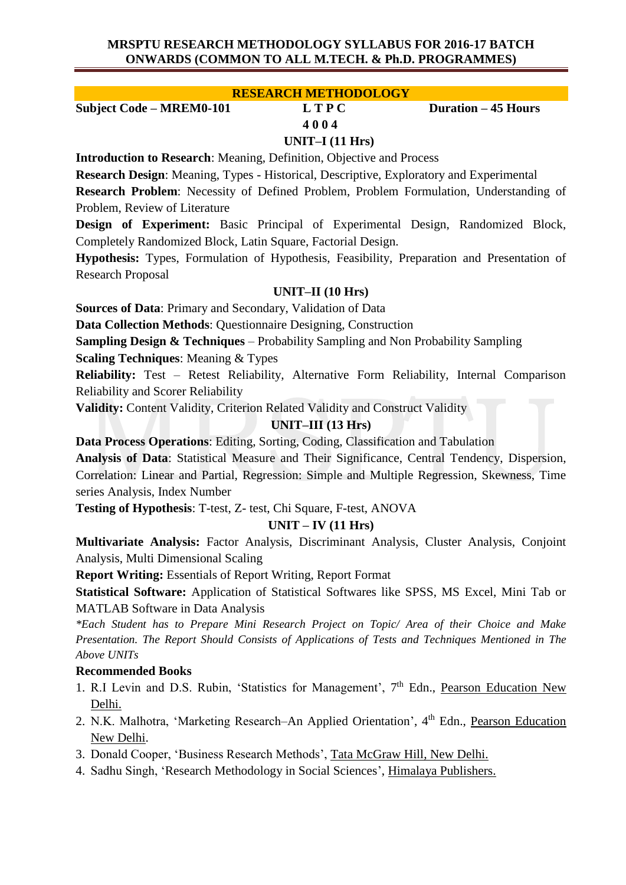# MRSPTU RESEARCH METHODOLOGY SYLLABUS FOR 2016-17 BATCH ONWARDS (COMMON TO ALL M.TECH. & Ph.D. PROGRAMMES)

## RESEARCH METHODOLOGY

**Subject Code – MREM0-101** **L T P C** **4 0 0 4** **Duration – 45 Hours**

### UNIT–I (11 Hrs)

**Introduction to Research**: Meaning, Definition, Objective and Process

**Research Design**: Meaning, Types - Historical, Descriptive, Exploratory and Experimental

**Research Problem**: Necessity of Defined Problem, Problem Formulation, Understanding of Problem, Review of Literature

**Design of Experiment:** Basic Principal of Experimental Design, Randomized Block, Completely Randomized Block, Latin Square, Factorial Design.

**Hypothesis:** Types, Formulation of Hypothesis, Feasibility, Preparation and Presentation of Research Proposal

### UNIT–II (10 Hrs)

**Sources of Data**: Primary and Secondary, Validation of Data

**Data Collection Methods**: Questionnaire Designing, Construction

**Sampling Design & Techniques** – Probability Sampling and Non Probability Sampling

**Scaling Techniques**: Meaning & Types

**Reliability:** Test – Retest Reliability, Alternative Form Reliability, Internal Comparison Reliability and Scorer Reliability

**Validity:** Content Validity, Criterion Related Validity and Construct Validity

### UNIT–III (13 Hrs)

**Data Process Operations**: Editing, Sorting, Coding, Classification and Tabulation

**Analysis of Data**: Statistical Measure and Their Significance, Central Tendency, Dispersion, Correlation: Linear and Partial, Regression: Simple and Multiple Regression, Skewness, Time series Analysis, Index Number

**Testing of Hypothesis**: T-test, Z- test, Chi Square, F-test, ANOVA

### UNIT – IV (11 Hrs)

**Multivariate Analysis:** Factor Analysis, Discriminant Analysis, Cluster Analysis, Conjoint Analysis, Multi Dimensional Scaling

**Report Writing:** Essentials of Report Writing, Report Format

**Statistical Software:** Application of Statistical Softwares like SPSS, MS Excel, Mini Tab or MATLAB Software in Data Analysis

*\*Each Student has to Prepare Mini Research Project on Topic/ Area of their Choice and Make Presentation. The Report Should Consists of Applications of Tests and Techniques Mentioned in The Above UNITs*

### Recommended Books

1. R.I Levin and D.S. Rubin, 'Statistics for Management', 7th Edn., Pearson Education New Delhi.
2. N.K. Malhotra, 'Marketing Research–An Applied Orientation', 4th Edn., Pearson Education New Delhi.
3. Donald Cooper, 'Business Research Methods', Tata McGraw Hill, New Delhi.
4. Sadhu Singh, 'Research Methodology in Social Sciences', Himalaya Publishers.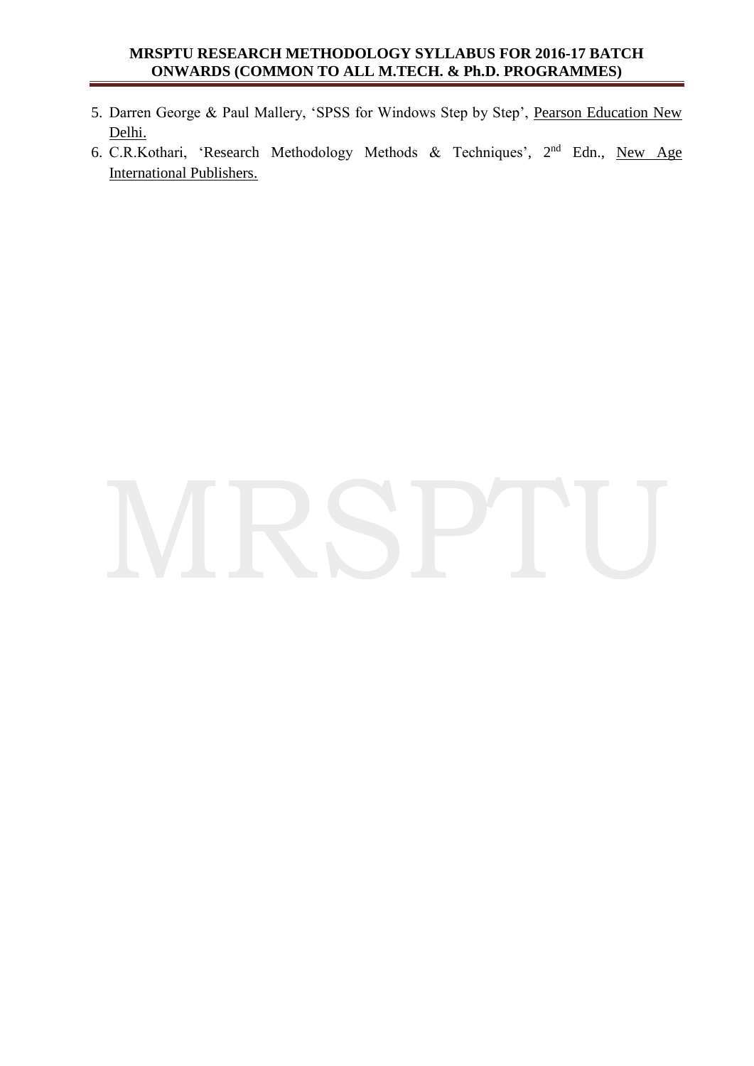5. Darren George & Paul Mallery, 'SPSS for Windows Step by Step', Pearson Education New Delhi.
6. C.R.Kothari, 'Research Methodology Methods & Techniques', 2nd Edn., New Age International Publishers.